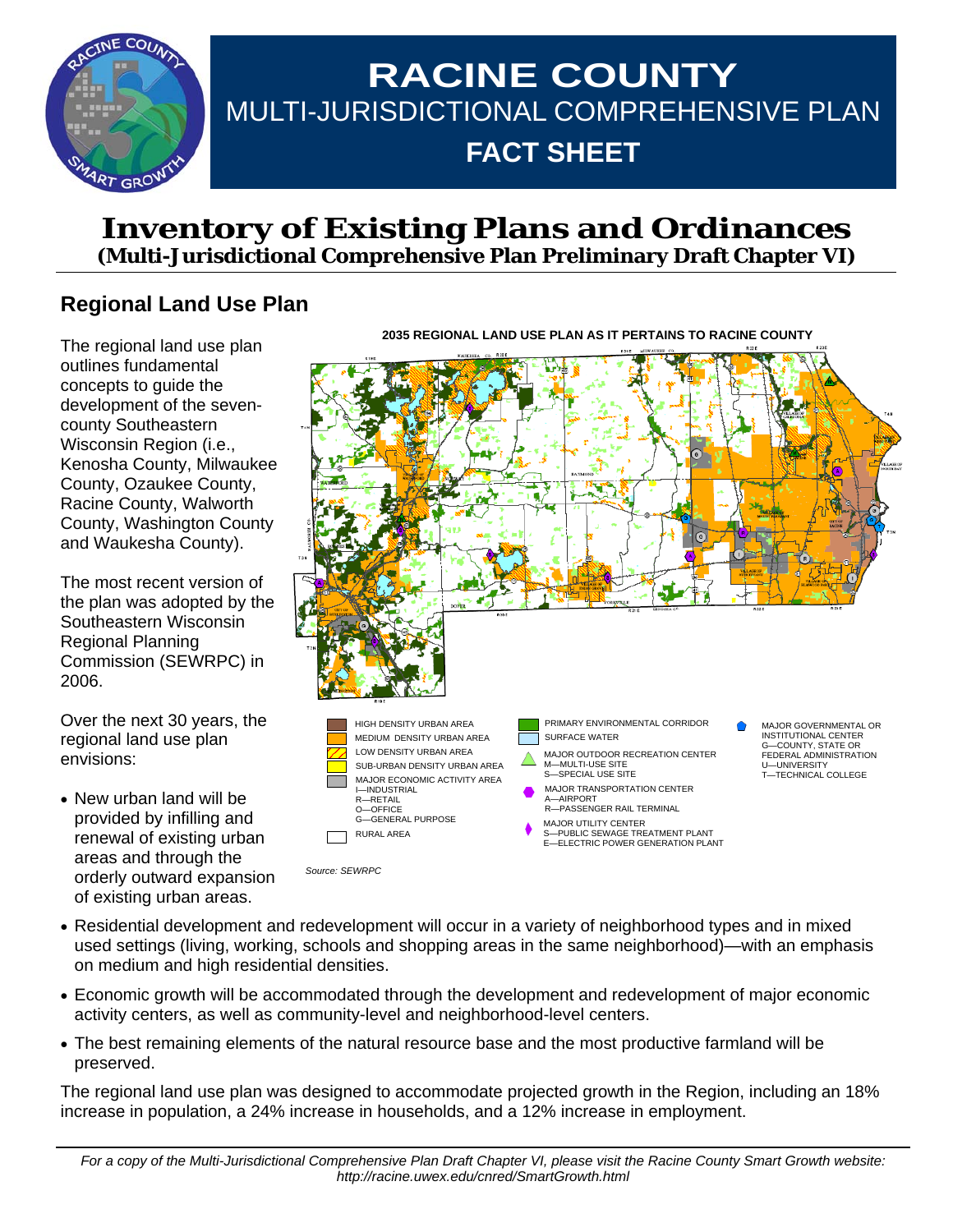# RACINE COUNTY

## MULTI-JURISDICTIONAL COMPREHENSIVE PLAN

## FACT SHEET

# Inventory of Existing Plans and Ordinances

**(Multi-Jurisdictional Comprehensive Plan Preliminary Draft Chapter VI)**

## Regional Land Use Plan

The regional land use plan outlines fundamental concepts to guide the development of the seven-county Southeastern Wisconsin Region (i.e., Kenosha County, Milwaukee County, Ozaukee County, Racine County, Walworth County, Washington County and Waukesha County).

The most recent version of the plan was adopted by the Southeastern Wisconsin Regional Planning Commission (SEWRPC) in 2006.

Over the next 30 years, the regional land use plan envisions:

- New urban land will be provided by infilling and renewal of existing urban areas and through the orderly outward expansion of existing urban areas.
- Residential development and redevelopment will occur in a variety of neighborhood types and in mixed used settings (living, working, schools and shopping areas in the same neighborhood)—with an emphasis on medium and high residential densities.
- Economic growth will be accommodated through the development and redevelopment of major economic activity centers, as well as community-level and neighborhood-level centers.
- The best remaining elements of the natural resource base and the most productive farmland will be preserved.

**2035 REGIONAL LAND USE PLAN AS IT PERTAINS TO RACINE COUNTY**

- HIGH DENSITY URBAN AREA
- MEDIUM DENSITY URBAN AREA
- LOW DENSITY URBAN AREA
- SUB-URBAN DENSITY URBAN AREA
- MAJOR ECONOMIC ACTIVITY AREA
  - I—INDUSTRIAL
  - R—RETAIL
  - O—OFFICE
  - G—GENERAL PURPOSE
- RURAL AREA
- PRIMARY ENVIRONMENTAL CORRIDOR
- SURFACE WATER
- MAJOR OUTDOOR RECREATION CENTER
  - M—MULTI-USE SITE
  - S—SPECIAL USE SITE
- MAJOR TRANSPORTATION CENTER
  - A—AIRPORT
  - R—PASSENGER RAIL TERMINAL
- MAJOR UTILITY CENTER
  - S—PUBLIC SEWAGE TREATMENT PLANT
  - E—ELECTRIC POWER GENERATION PLANT
- MAJOR GOVERNMENTAL OR INSTITUTIONAL CENTER
  - G—COUNTY, STATE OR FEDERAL ADMINISTRATION
  - U—UNIVERSITY
  - T—TECHNICAL COLLEGE

*Source: SEWRPC*

The regional land use plan was designed to accommodate projected growth in the Region, including an 18% increase in population, a 24% increase in households, and a 12% increase in employment.

*For a copy of the Multi-Jurisdictional Comprehensive Plan Draft Chapter VI, please visit the Racine County Smart Growth website: http://racine.uwex.edu/cnred/SmartGrowth.html*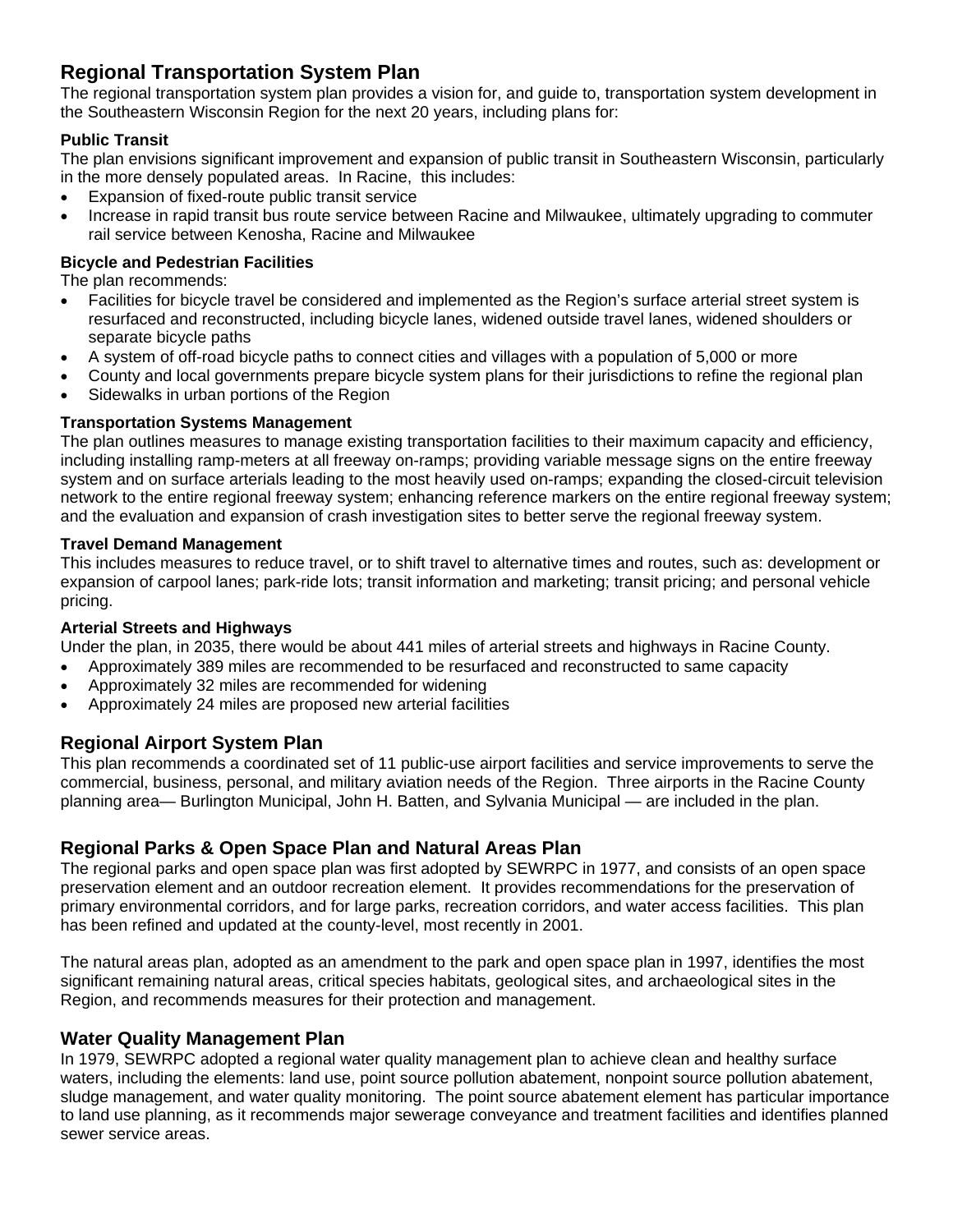## Regional Transportation System Plan

The regional transportation system plan provides a vision for, and guide to, transportation system development in the Southeastern Wisconsin Region for the next 20 years, including plans for:

### Public Transit

The plan envisions significant improvement and expansion of public transit in Southeastern Wisconsin, particularly in the more densely populated areas. In Racine, this includes:

- Expansion of fixed-route public transit service
- Increase in rapid transit bus route service between Racine and Milwaukee, ultimately upgrading to commuter rail service between Kenosha, Racine and Milwaukee

### Bicycle and Pedestrian Facilities

The plan recommends:

- Facilities for bicycle travel be considered and implemented as the Region's surface arterial street system is resurfaced and reconstructed, including bicycle lanes, widened outside travel lanes, widened shoulders or separate bicycle paths
- A system of off-road bicycle paths to connect cities and villages with a population of 5,000 or more
- County and local governments prepare bicycle system plans for their jurisdictions to refine the regional plan
- Sidewalks in urban portions of the Region

### Transportation Systems Management

The plan outlines measures to manage existing transportation facilities to their maximum capacity and efficiency, including installing ramp-meters at all freeway on-ramps; providing variable message signs on the entire freeway system and on surface arterials leading to the most heavily used on-ramps; expanding the closed-circuit television network to the entire regional freeway system; enhancing reference markers on the entire regional freeway system; and the evaluation and expansion of crash investigation sites to better serve the regional freeway system.

### Travel Demand Management

This includes measures to reduce travel, or to shift travel to alternative times and routes, such as: development or expansion of carpool lanes; park-ride lots; transit information and marketing; transit pricing; and personal vehicle pricing.

### Arterial Streets and Highways

Under the plan, in 2035, there would be about 441 miles of arterial streets and highways in Racine County.

- Approximately 389 miles are recommended to be resurfaced and reconstructed to same capacity
- Approximately 32 miles are recommended for widening
- Approximately 24 miles are proposed new arterial facilities

## Regional Airport System Plan

This plan recommends a coordinated set of 11 public-use airport facilities and service improvements to serve the commercial, business, personal, and military aviation needs of the Region. Three airports in the Racine County planning area— Burlington Municipal, John H. Batten, and Sylvania Municipal — are included in the plan.

## Regional Parks & Open Space Plan and Natural Areas Plan

The regional parks and open space plan was first adopted by SEWRPC in 1977, and consists of an open space preservation element and an outdoor recreation element. It provides recommendations for the preservation of primary environmental corridors, and for large parks, recreation corridors, and water access facilities. This plan has been refined and updated at the county-level, most recently in 2001.

The natural areas plan, adopted as an amendment to the park and open space plan in 1997, identifies the most significant remaining natural areas, critical species habitats, geological sites, and archaeological sites in the Region, and recommends measures for their protection and management.

## Water Quality Management Plan

In 1979, SEWRPC adopted a regional water quality management plan to achieve clean and healthy surface waters, including the elements: land use, point source pollution abatement, nonpoint source pollution abatement, sludge management, and water quality monitoring. The point source abatement element has particular importance to land use planning, as it recommends major sewerage conveyance and treatment facilities and identifies planned sewer service areas.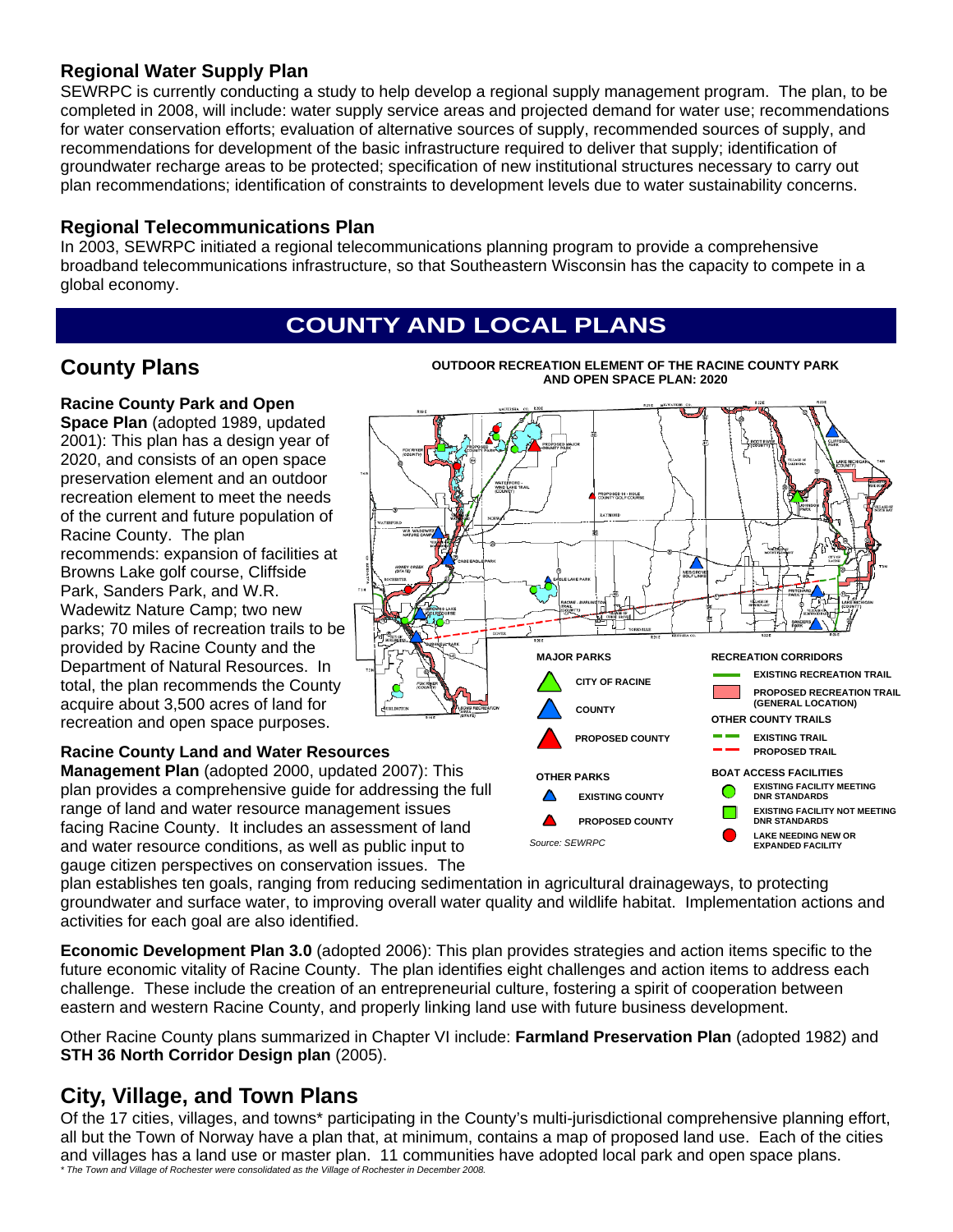## Regional Water Supply Plan

SEWRPC is currently conducting a study to help develop a regional supply management program. The plan, to be completed in 2008, will include: water supply service areas and projected demand for water use; recommendations for water conservation efforts; evaluation of alternative sources of supply, recommended sources of supply, and recommendations for development of the basic infrastructure required to deliver that supply; identification of groundwater recharge areas to be protected; specification of new institutional structures necessary to carry out plan recommendations; identification of constraints to development levels due to water sustainability concerns.

## Regional Telecommunications Plan

In 2003, SEWRPC initiated a regional telecommunications planning program to provide a comprehensive broadband telecommunications infrastructure, so that Southeastern Wisconsin has the capacity to compete in a global economy.

# COUNTY AND LOCAL PLANS

## County Plans

**Racine County Park and Open Space Plan** (adopted 1989, updated 2001): This plan has a design year of 2020, and consists of an open space preservation element and an outdoor recreation element to meet the needs of the current and future population of Racine County. The plan recommends: expansion of facilities at Browns Lake golf course, Cliffside Park, Sanders Park, and W.R. Wadewitz Nature Camp; two new parks; 70 miles of recreation trails to be provided by Racine County and the Department of Natural Resources. In total, the plan recommends the County acquire about 3,500 acres of land for recreation and open space purposes.

**OUTDOOR RECREATION ELEMENT OF THE RACINE COUNTY PARK AND OPEN SPACE PLAN: 2020**

**MAJOR PARKS**
- CITY OF RACINE
- COUNTY
- PROPOSED COUNTY

**OTHER PARKS**
- EXISTING COUNTY
- PROPOSED COUNTY

**RECREATION CORRIDORS**
- EXISTING RECREATION TRAIL
- PROPOSED RECREATION TRAIL (GENERAL LOCATION)

**OTHER COUNTY TRAILS**
- EXISTING TRAIL
- PROPOSED TRAIL

**BOAT ACCESS FACILITIES**
- EXISTING FACILITY MEETING DNR STANDARDS
- EXISTING FACILITY NOT MEETING DNR STANDARDS
- LAKE NEEDING NEW OR EXPANDED FACILITY

*Source: SEWRPC*

**Racine County Land and Water Resources Management Plan** (adopted 2000, updated 2007): This plan provides a comprehensive guide for addressing the full range of land and water resource management issues facing Racine County. It includes an assessment of land and water resource conditions, as well as public input to gauge citizen perspectives on conservation issues. The plan establishes ten goals, ranging from reducing sedimentation in agricultural drainageways, to protecting groundwater and surface water, to improving overall water quality and wildlife habitat. Implementation actions and activities for each goal are also identified.

**Economic Development Plan 3.0** (adopted 2006): This plan provides strategies and action items specific to the future economic vitality of Racine County. The plan identifies eight challenges and action items to address each challenge. These include the creation of an entrepreneurial culture, fostering a spirit of cooperation between eastern and western Racine County, and properly linking land use with future business development.

Other Racine County plans summarized in Chapter VI include: **Farmland Preservation Plan** (adopted 1982) and **STH 36 North Corridor Design plan** (2005).

## City, Village, and Town Plans

Of the 17 cities, villages, and towns* participating in the County's multi-jurisdictional comprehensive planning effort, all but the Town of Norway have a plan that, at minimum, contains a map of proposed land use. Each of the cities and villages has a land use or master plan. 11 communities have adopted local park and open space plans.

*\* The Town and Village of Rochester were consolidated as the Village of Rochester in December 2008.*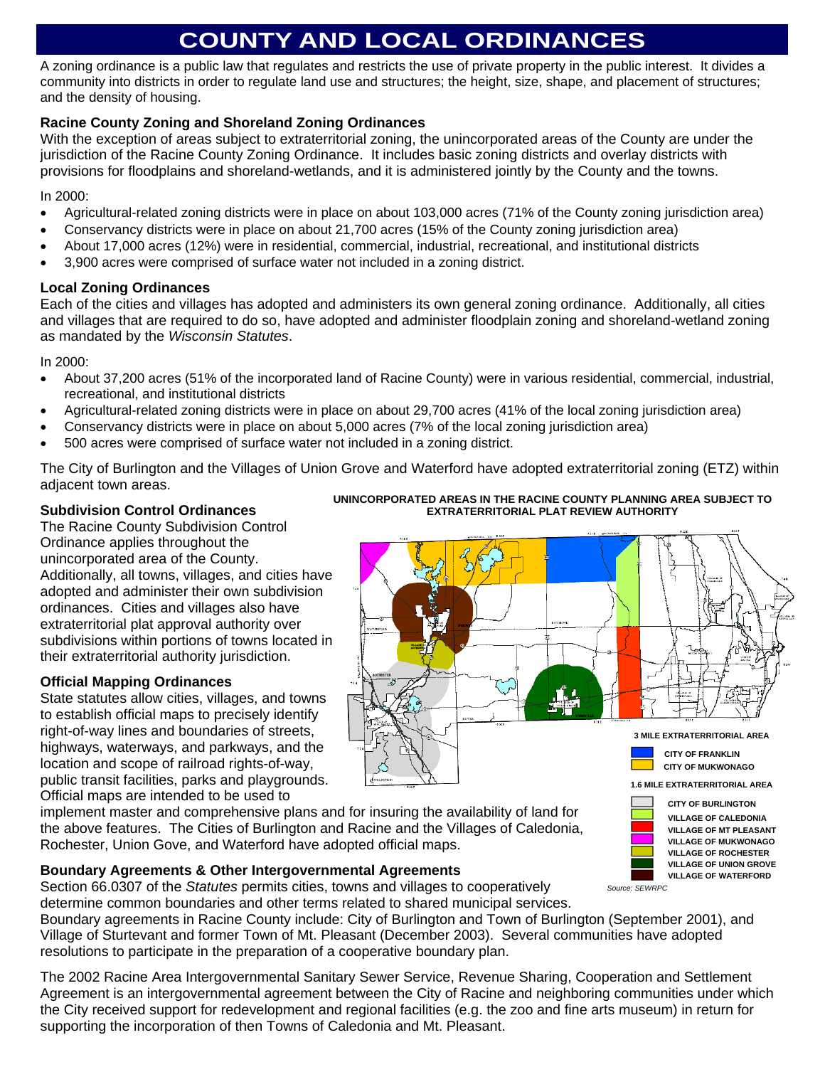# COUNTY AND LOCAL ORDINANCES

A zoning ordinance is a public law that regulates and restricts the use of private property in the public interest. It divides a community into districts in order to regulate land use and structures; the height, size, shape, and placement of structures; and the density of housing.

### Racine County Zoning and Shoreland Zoning Ordinances

With the exception of areas subject to extraterritorial zoning, the unincorporated areas of the County are under the jurisdiction of the Racine County Zoning Ordinance. It includes basic zoning districts and overlay districts with provisions for floodplains and shoreland-wetlands, and it is administered jointly by the County and the towns.

In 2000:

- Agricultural-related zoning districts were in place on about 103,000 acres (71% of the County zoning jurisdiction area)
- Conservancy districts were in place on about 21,700 acres (15% of the County zoning jurisdiction area)
- About 17,000 acres (12%) were in residential, commercial, industrial, recreational, and institutional districts
- 3,900 acres were comprised of surface water not included in a zoning district.

### Local Zoning Ordinances

Each of the cities and villages has adopted and administers its own general zoning ordinance. Additionally, all cities and villages that are required to do so, have adopted and administer floodplain zoning and shoreland-wetland zoning as mandated by the *Wisconsin Statutes*.

In 2000:

- About 37,200 acres (51% of the incorporated land of Racine County) were in various residential, commercial, industrial, recreational, and institutional districts
- Agricultural-related zoning districts were in place on about 29,700 acres (41% of the local zoning jurisdiction area)
- Conservancy districts were in place on about 5,000 acres (7% of the local zoning jurisdiction area)
- 500 acres were comprised of surface water not included in a zoning district.

The City of Burlington and the Villages of Union Grove and Waterford have adopted extraterritorial zoning (ETZ) within adjacent town areas.

### Subdivision Control Ordinances

The Racine County Subdivision Control Ordinance applies throughout the unincorporated area of the County. Additionally, all towns, villages, and cities have adopted and administer their own subdivision ordinances. Cities and villages also have extraterritorial plat approval authority over subdivisions within portions of towns located in their extraterritorial authority jurisdiction.

**UNINCORPORATED AREAS IN THE RACINE COUNTY PLANNING AREA SUBJECT TO EXTRATERRITORIAL PLAT REVIEW AUTHORITY**

3 MILE EXTRATERRITORIAL AREA
CITY OF FRANKLIN
CITY OF MUKWONAGO

1.6 MILE EXTRATERRITORIAL AREA
CITY OF BURLINGTON
VILLAGE OF CALEDONIA
VILLAGE OF MT PLEASANT
VILLAGE OF MUKWONAGO
VILLAGE OF ROCHESTER
VILLAGE OF UNION GROVE
VILLAGE OF WATERFORD

*Source: SEWRPC*

### Official Mapping Ordinances

State statutes allow cities, villages, and towns to establish official maps to precisely identify right-of-way lines and boundaries of streets, highways, waterways, and parkways, and the location and scope of railroad rights-of-way, public transit facilities, parks and playgrounds. Official maps are intended to be used to implement master and comprehensive plans and for insuring the availability of land for the above features. The Cities of Burlington and Racine and the Villages of Caledonia, Rochester, Union Gove, and Waterford have adopted official maps.

### Boundary Agreements & Other Intergovernmental Agreements

Section 66.0307 of the *Statutes* permits cities, towns and villages to cooperatively determine common boundaries and other terms related to shared municipal services. Boundary agreements in Racine County include: City of Burlington and Town of Burlington (September 2001), and Village of Sturtevant and former Town of Mt. Pleasant (December 2003). Several communities have adopted resolutions to participate in the preparation of a cooperative boundary plan.

The 2002 Racine Area Intergovernmental Sanitary Sewer Service, Revenue Sharing, Cooperation and Settlement Agreement is an intergovernmental agreement between the City of Racine and neighboring communities under which the City received support for redevelopment and regional facilities (e.g. the zoo and fine arts museum) in return for supporting the incorporation of then Towns of Caledonia and Mt. Pleasant.